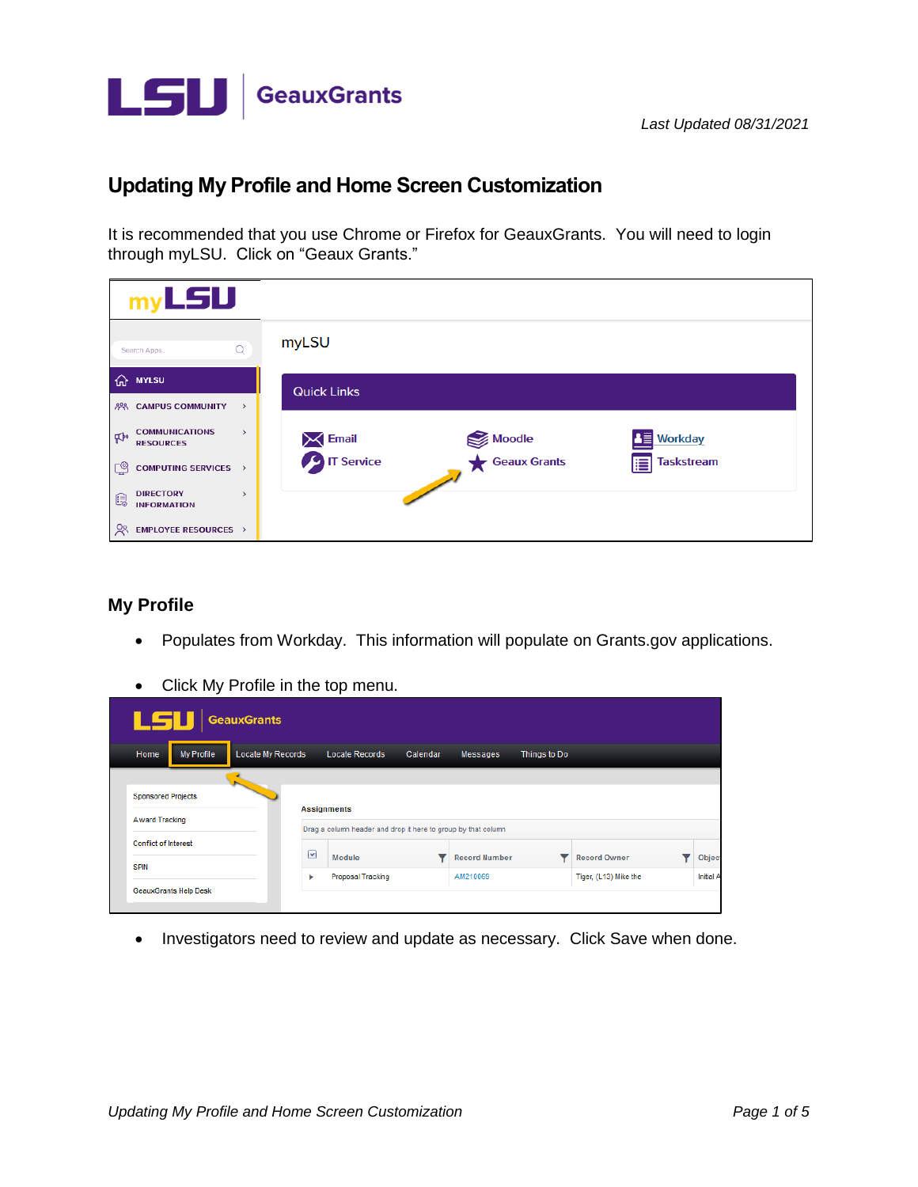LSU | GeauxGrants

*Last Updated 08/31/2021*

## Updating My Profile and Home Screen Customization

It is recommended that you use Chrome or Firefox for GeauxGrants. You will need to login through myLSU. Click on “Geaux Grants.”

### My Profile

- Populates from Workday. This information will populate on Grants.gov applications.
- Click My Profile in the top menu.
- Investigators need to review and update as necessary. Click Save when done.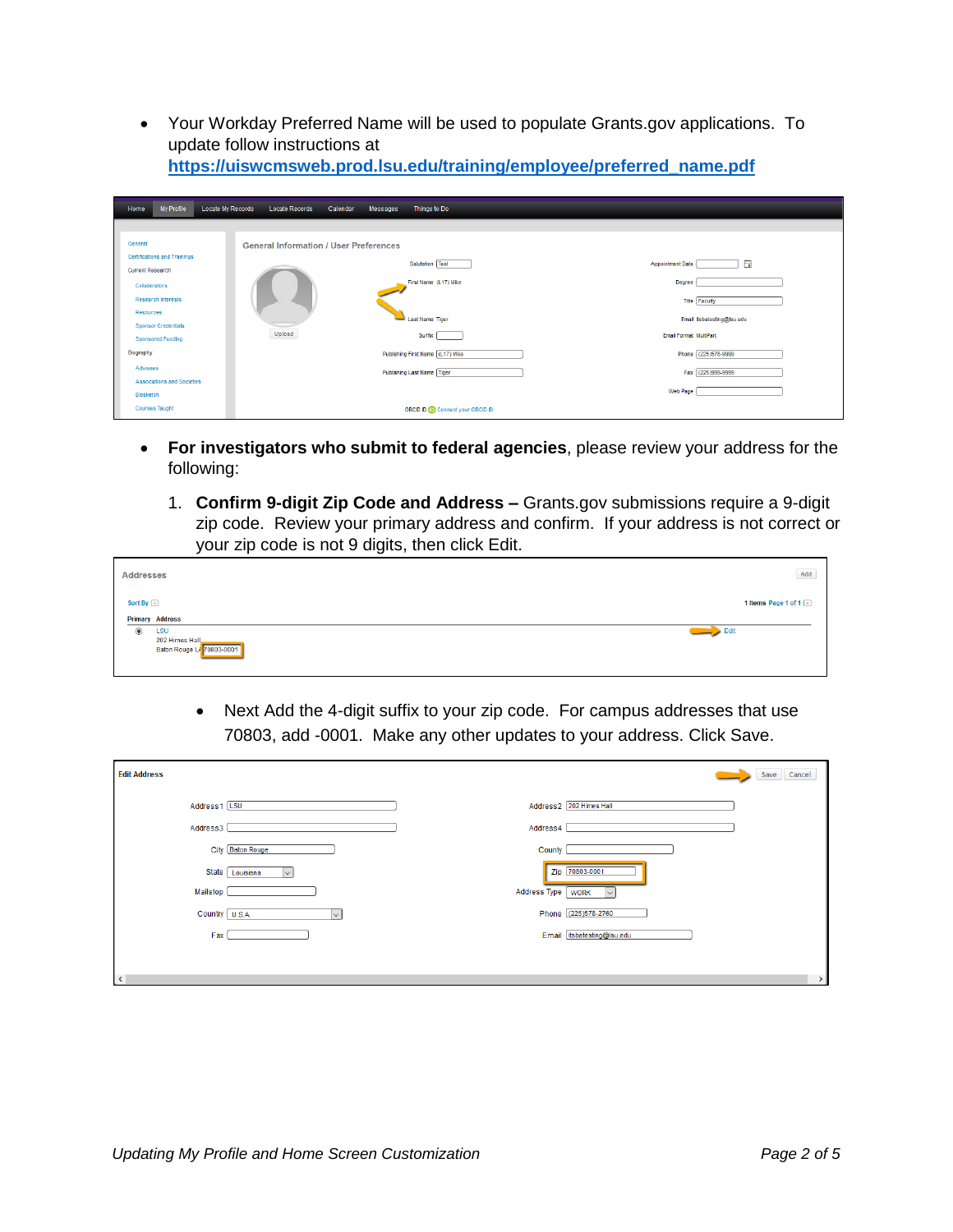- Your Workday Preferred Name will be used to populate Grants.gov applications. To update follow instructions at **https://uiswcmsweb.prod.lsu.edu/training/employee/preferred_name.pdf**

- **For investigators who submit to federal agencies**, please review your address for the following:

  1. **Confirm 9-digit Zip Code and Address –** Grants.gov submissions require a 9-digit zip code. Review your primary address and confirm. If your address is not correct or your zip code is not 9 digits, then click Edit.

     - Next Add the 4-digit suffix to your zip code. For campus addresses that use 70803, add -0001. Make any other updates to your address. Click Save.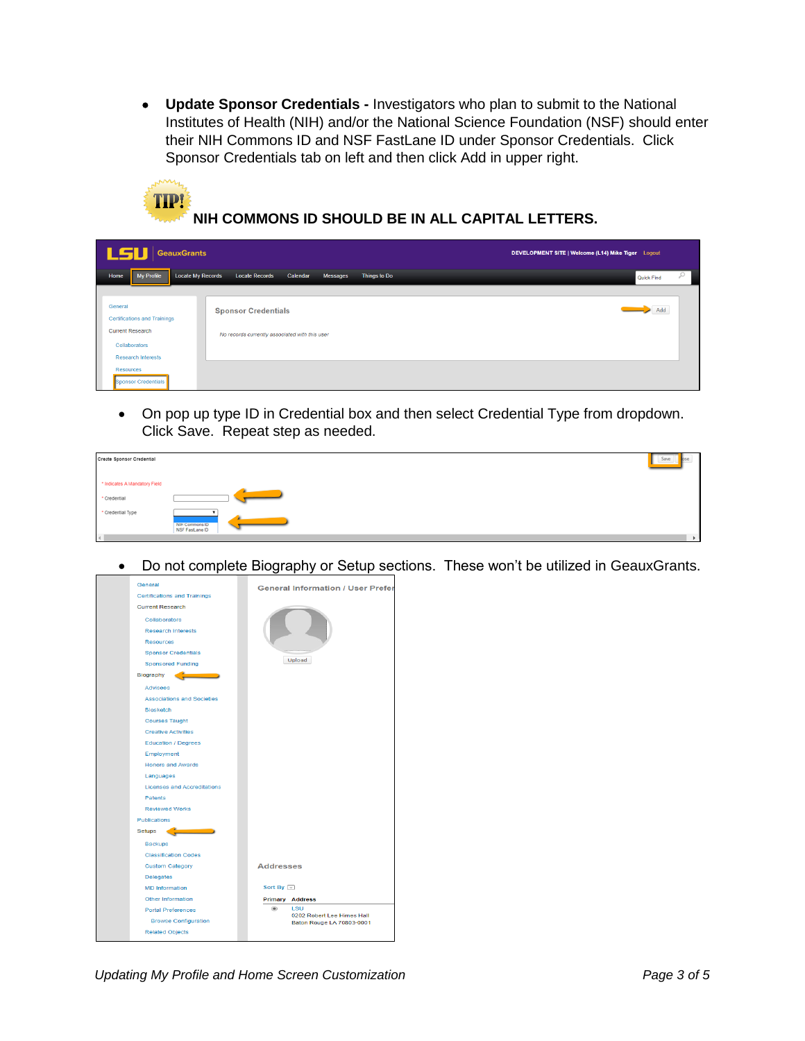- **Update Sponsor Credentials -** Investigators who plan to submit to the National Institutes of Health (NIH) and/or the National Science Foundation (NSF) should enter their NIH Commons ID and NSF FastLane ID under Sponsor Credentials. Click Sponsor Credentials tab on left and then click Add in upper right.

**NIH COMMONS ID SHOULD BE IN ALL CAPITAL LETTERS.**

- On pop up type ID in Credential box and then select Credential Type from dropdown. Click Save. Repeat step as needed.

- Do not complete Biography or Setup sections. These won't be utilized in GeauxGrants.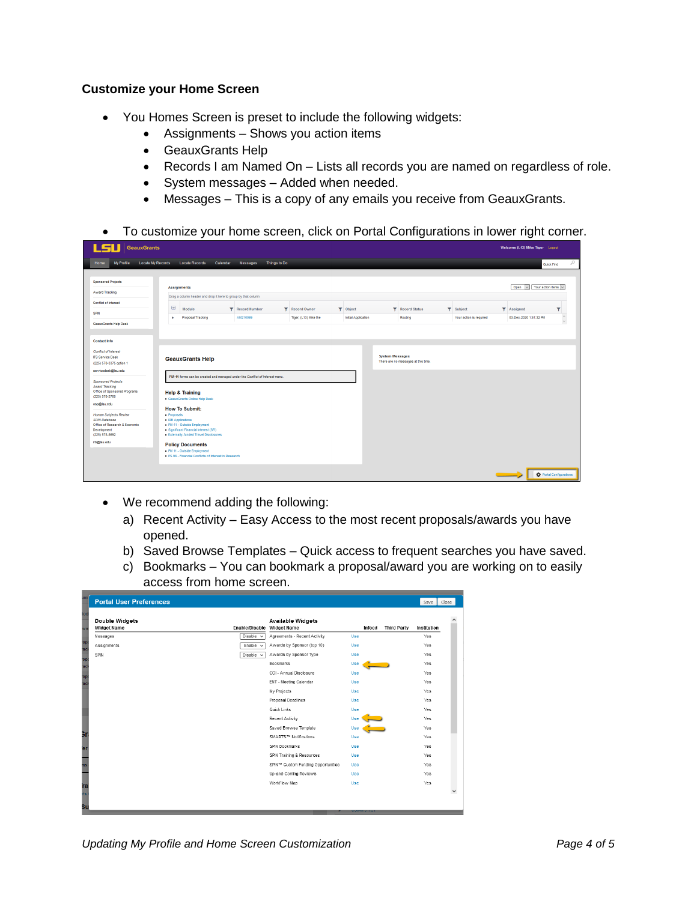## Customize your Home Screen

- You Homes Screen is preset to include the following widgets:
  - Assignments – Shows you action items
  - GeauxGrants Help
  - Records I am Named On – Lists all records you are named on regardless of role.
  - System messages – Added when needed.
  - Messages – This is a copy of any emails you receive from GeauxGrants.

- To customize your home screen, click on Portal Configurations in lower right corner.

- We recommend adding the following:
  a) Recent Activity – Easy Access to the most recent proposals/awards you have opened.
  b) Saved Browse Templates – Quick access to frequent searches you have saved.
  c) Bookmarks – You can bookmark a proposal/award you are working on to easily access from home screen.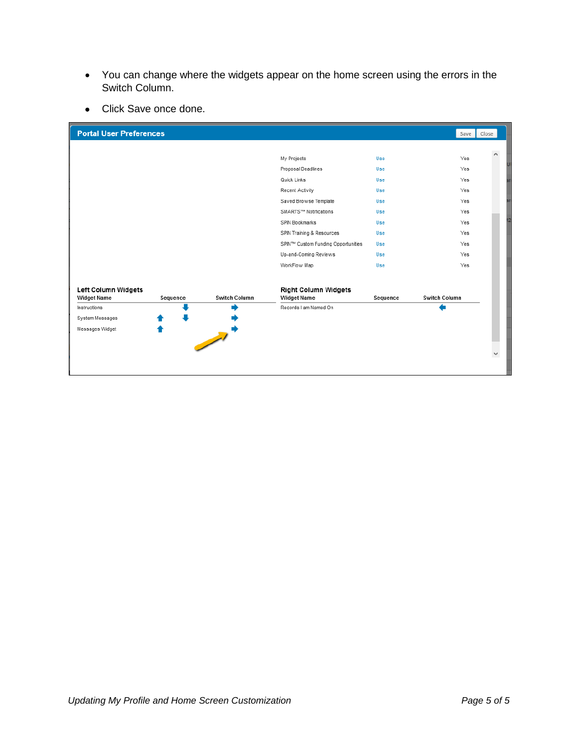- You can change where the widgets appear on the home screen using the errors in the Switch Column.
- Click Save once done.

**Portal User Preferences**

Save Close

| | | |
|---|---|---|
| My Projects | Use | Yes |
| Proposal Deadlines | Use | Yes |
| Quick Links | Use | Yes |
| Recent Activity | Use | Yes |
| Saved Browse Template | Use | Yes |
| SMARTS™ Notifications | Use | Yes |
| SPIN Bookmarks | Use | Yes |
| SPIN Training & Resources | Use | Yes |
| SPIN™ Custom Funding Opportunities | Use | Yes |
| Up-and-Coming Reviews | Use | Yes |
| WorkFlow Map | Use | Yes |

**Left Column Widgets**

| Widget Name | Sequence | Switch Column |
|---|---|---|
| Instructions | ↓ | → |
| System Messages | ↑ ↓ | → |
| Messages Widget | ↑ | → |

**Right Column Widgets**

| Widget Name | Sequence | Switch Column |
|---|---|---|
| Records I am Named On | | ← |